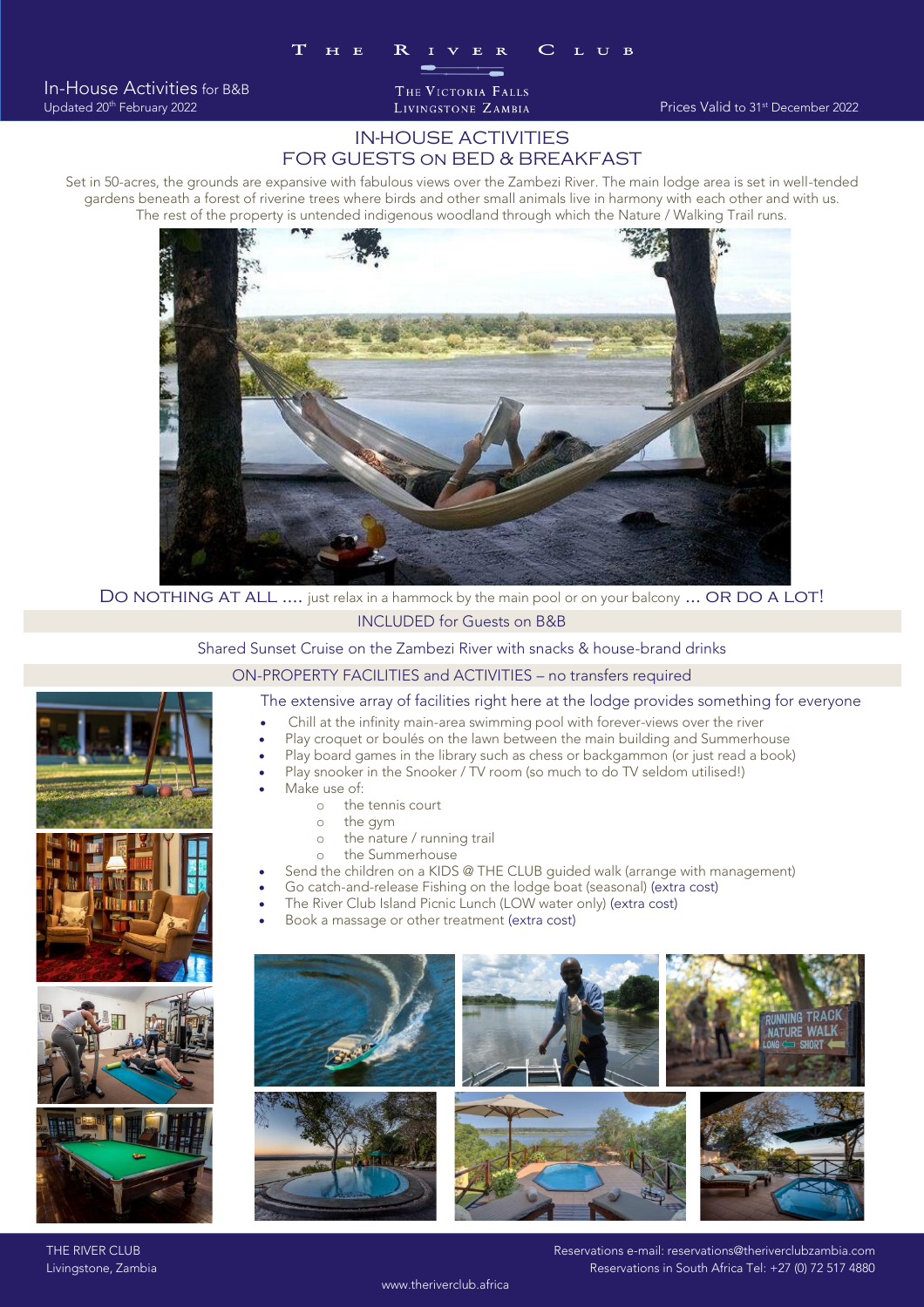# THE RIVER CLUB

THE VICTORIA FALLS
LIVINGSTONE ZAMBIA

In-House Activities for B&B
Updated 20th February 2022

Prices Valid to 31st December 2022

## IN-HOUSE ACTIVITIES
## FOR GUESTS ON BED & BREAKFAST

Set in 50-acres, the grounds are expansive with fabulous views over the Zambezi River. The main lodge area is set in well-tended gardens beneath a forest of riverine trees where birds and other small animals live in harmony with each other and with us. The rest of the property is untended indigenous woodland through which the Nature / Walking Trail runs.

DO NOTHING AT ALL .... just relax in a hammock by the main pool or on your balcony ... OR DO A LOT!

### INCLUDED for Guests on B&B

Shared Sunset Cruise on the Zambezi River with snacks & house-brand drinks

### ON-PROPERTY FACILITIES and ACTIVITIES – no transfers required

The extensive array of facilities right here at the lodge provides something for everyone

- Chill at the infinity main-area swimming pool with forever-views over the river
- Play croquet or boulés on the lawn between the main building and Summerhouse
- Play board games in the library such as chess or backgammon (or just read a book)
- Play snooker in the Snooker / TV room (so much to do TV seldom utilised!)
- Make use of:
  - the tennis court
  - the gym
  - the nature / running trail
  - the Summerhouse
- Send the children on a KIDS @ THE CLUB guided walk (arrange with management)
- Go catch-and-release Fishing on the lodge boat (seasonal) (extra cost)
- The River Club Island Picnic Lunch (LOW water only) (extra cost)
- Book a massage or other treatment (extra cost)

THE RIVER CLUB
Livingstone, Zambia

Reservations e-mail: reservations@theriverclubzambia.com
Reservations in South Africa Tel: +27 (0) 72 517 4880

www.theriverclub.africa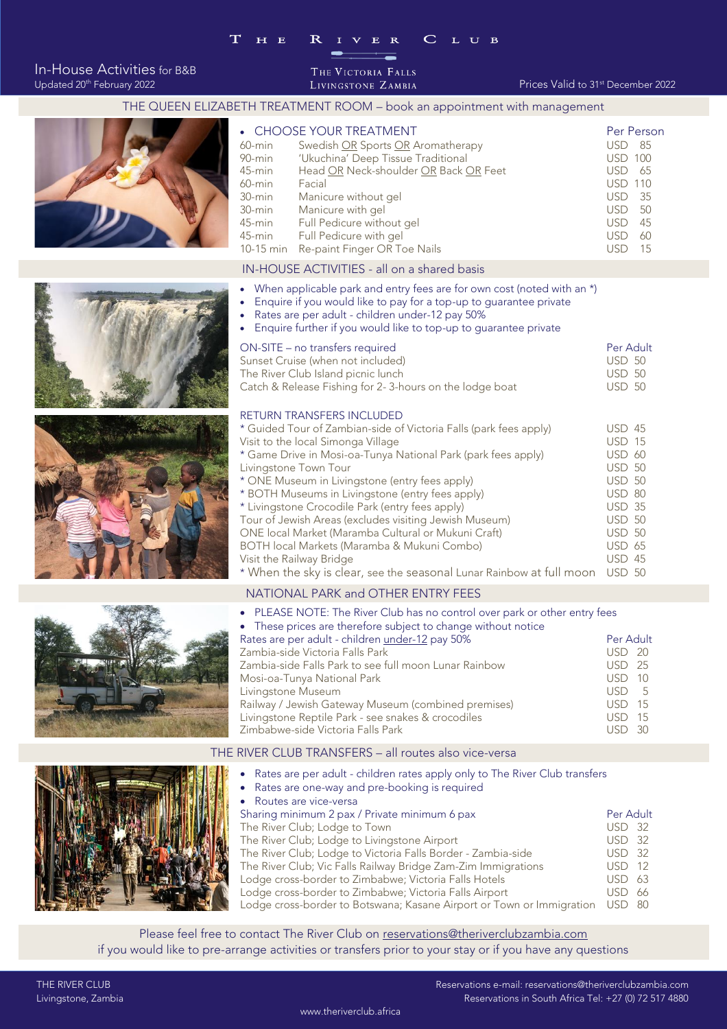# THE RIVER CLUB

THE VICTORIA FALLS
LIVINGSTONE ZAMBIA

**In-House Activities** for B&B
Updated 20th February 2022

Prices Valid to 31st December 2022

## THE QUEEN ELIZABETH TREATMENT ROOM – book an appointment with management

- CHOOSE YOUR TREATMENT

| | | Per Person |
|---|---|---|
| 60-min | Swedish OR Sports OR Aromatherapy | USD 85 |
| 90-min | 'Ukuchina' Deep Tissue Traditional | USD 100 |
| 45-min | Head OR Neck-shoulder OR Back OR Feet | USD 65 |
| 60-min | Facial | USD 110 |
| 30-min | Manicure without gel | USD 35 |
| 30-min | Manicure with gel | USD 50 |
| 45-min | Full Pedicure without gel | USD 45 |
| 45-min | Full Pedicure with gel | USD 60 |
| 10-15 min | Re-paint Finger OR Toe Nails | USD 15 |

## IN-HOUSE ACTIVITIES - all on a shared basis

- When applicable park and entry fees are for own cost (noted with an *)
- Enquire if you would like to pay for a top-up to guarantee private
- Rates are per adult - children under-12 pay 50%
- Enquire further if you would like to top-up to guarantee private

| ON-SITE – no transfers required | Per Adult |
|---|---|
| Sunset Cruise (when not included) | USD 50 |
| The River Club Island picnic lunch | USD 50 |
| Catch & Release Fishing for 2- 3-hours on the lodge boat | USD 50 |

| RETURN TRANSFERS INCLUDED | |
|---|---|
| * Guided Tour of Zambian-side of Victoria Falls (park fees apply) | USD 45 |
| Visit to the local Simonga Village | USD 15 |
| * Game Drive in Mosi-oa-Tunya National Park (park fees apply) | USD 60 |
| Livingstone Town Tour | USD 50 |
| * ONE Museum in Livingstone (entry fees apply) | USD 50 |
| * BOTH Museums in Livingstone (entry fees apply) | USD 80 |
| * Livingstone Crocodile Park (entry fees apply) | USD 35 |
| Tour of Jewish Areas (excludes visiting Jewish Museum) | USD 50 |
| ONE local Market (Maramba Cultural or Mukuni Craft) | USD 50 |
| BOTH local Markets (Maramba & Mukuni Combo) | USD 65 |
| Visit the Railway Bridge | USD 45 |
| * When the sky is clear, see the seasonal Lunar Rainbow at full moon | USD 50 |

## NATIONAL PARK and OTHER ENTRY FEES

- PLEASE NOTE: The River Club has no control over park or other entry fees
- These prices are therefore subject to change without notice

| Rates are per adult - children under-12 pay 50% | Per Adult |
|---|---|
| Zambia-side Victoria Falls Park | USD 20 |
| Zambia-side Falls Park to see full moon Lunar Rainbow | USD 25 |
| Mosi-oa-Tunya National Park | USD 10 |
| Livingstone Museum | USD 5 |
| Railway / Jewish Gateway Museum (combined premises) | USD 15 |
| Livingstone Reptile Park - see snakes & crocodiles | USD 15 |
| Zimbabwe-side Victoria Falls Park | USD 30 |

## THE RIVER CLUB TRANSFERS – all routes also vice-versa

- Rates are per adult - children rates apply only to The River Club transfers
- Rates are one-way and pre-booking is required
- Routes are vice-versa

| Sharing minimum 2 pax / Private minimum 6 pax | Per Adult |
|---|---|
| The River Club; Lodge to Town | USD 32 |
| The River Club; Lodge to Livingstone Airport | USD 32 |
| The River Club; Lodge to Victoria Falls Border - Zambia-side | USD 32 |
| The River Club; Vic Falls Railway Bridge Zam-Zim Immigrations | USD 12 |
| Lodge cross-border to Zimbabwe; Victoria Falls Hotels | USD 63 |
| Lodge cross-border to Zimbabwe; Victoria Falls Airport | USD 66 |
| Lodge cross-border to Botswana; Kasane Airport or Town or Immigration | USD 80 |

Please feel free to contact The River Club on reservations@theriverclubzambia.com
if you would like to pre-arrange activities or transfers prior to your stay or if you have any questions

THE RIVER CLUB
Livingstone, Zambia

Reservations e-mail: reservations@theriverclubzambia.com
Reservations in South Africa Tel: +27 (0) 72 517 4880

www.theriverclub.africa